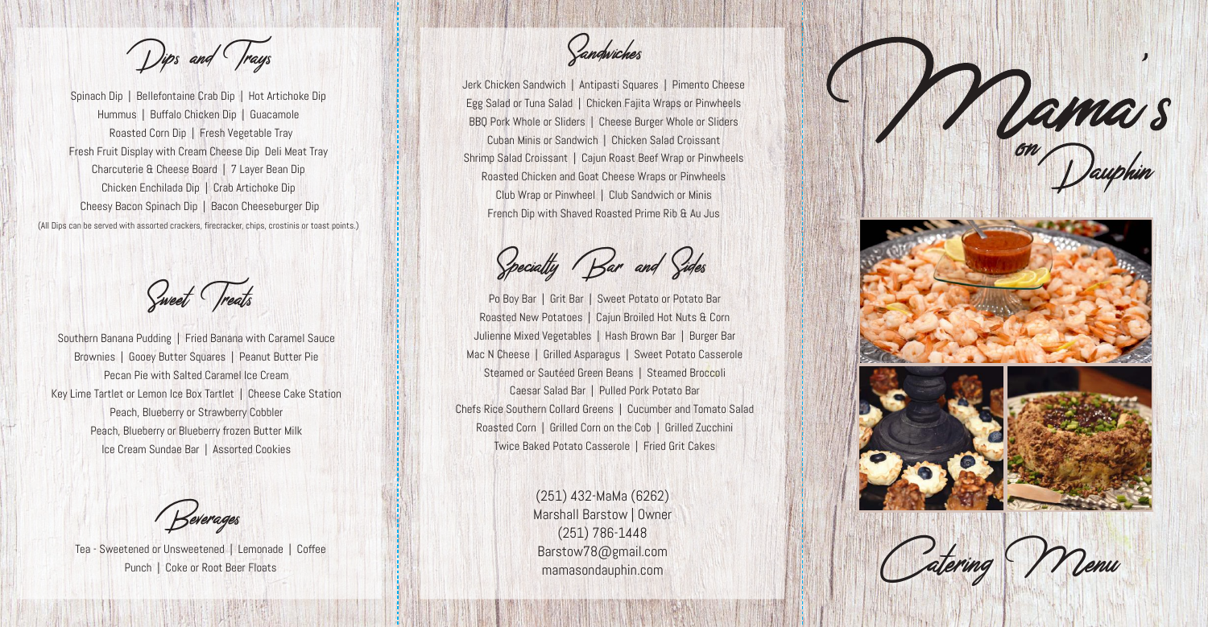## Dips and Trays

Spinach Dip | Bellefontaine Crab Dip | Hot Artichoke Dip
Hummus | Buffalo Chicken Dip | Guacamole
Roasted Corn Dip | Fresh Vegetable Tray
Fresh Fruit Display with Cream Cheese Dip Deli Meat Tray
Charcuterie & Cheese Board | 7 Layer Bean Dip
Chicken Enchilada Dip | Crab Artichoke Dip
Cheesy Bacon Spinach Dip | Bacon Cheeseburger Dip

(All Dips can be served with assorted crackers, firecracker, chips, crostinis or toast points.)

## Sweet Treats

Southern Banana Pudding | Fried Banana with Caramel Sauce
Brownies | Gooey Butter Squares | Peanut Butter Pie
Pecan Pie with Salted Caramel Ice Cream
Key Lime Tartlet or Lemon Ice Box Tartlet | Cheese Cake Station
Peach, Blueberry or Strawberry Cobbler
Peach, Blueberry or Blueberry frozen Butter Milk
Ice Cream Sundae Bar | Assorted Cookies

## Beverages

Tea - Sweetened or Unsweetened | Lemonade | Coffee
Punch | Coke or Root Beer Floats

## Sandwiches

Jerk Chicken Sandwich | Antipasti Squares | Pimento Cheese
Egg Salad or Tuna Salad | Chicken Fajita Wraps or Pinwheels
BBQ Pork Whole or Sliders | Cheese Burger Whole or Sliders
Cuban Minis or Sandwich | Chicken Salad Croissant
Shrimp Salad Croissant | Cajun Roast Beef Wrap or Pinwheels
Roasted Chicken and Goat Cheese Wraps or Pinwheels
Club Wrap or Pinwheel | Club Sandwich or Minis
French Dip with Shaved Roasted Prime Rib & Au Jus

## Specialty Bar and Sides

Po Boy Bar | Grit Bar | Sweet Potato or Potato Bar
Roasted New Potatoes | Cajun Broiled Hot Nuts & Corn
Julienne Mixed Vegetables | Hash Brown Bar | Burger Bar
Mac N Cheese | Grilled Asparagus | Sweet Potato Casserole
Steamed or Sautéed Green Beans | Steamed Broccoli
Caesar Salad Bar | Pulled Pork Potato Bar
Chefs Rice Southern Collard Greens | Cucumber and Tomato Salad
Roasted Corn | Grilled Corn on the Cob | Grilled Zucchini
Twice Baked Potato Casserole | Fried Grit Cakes

(251) 432-MaMa (6262)
Marshall Barstow | Owner
(251) 786-1448
Barstow78@gmail.com
mamasondauphin.com

# Mama's on Dauphin

## Catering Menu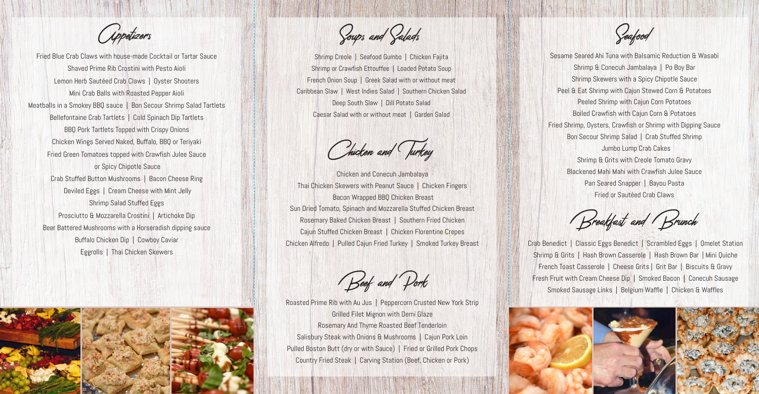## Appetizers

Fried Blue Crab Claws with house-made Cocktail or Tartar Sauce
Shaved Prime Rib Crostini with Pesto Aioli
Lemon Herb Sautéed Crab Claws | Oyster Shooters
Mini Crab Balls with Roasted Pepper Aioli
Meatballs in a Smokey BBQ sauce | Bon Secour Shrimp Salad Tartlets
Bellefontaine Crab Tartlets | Cold Spinach Dip Tartlets
BBQ Pork Tartlets Topped with Crispy Onions
Chicken Wings Served Naked, Buffalo, BBQ or Teriyaki
Fried Green Tomatoes topped with Crawfish Julee Sauce
or Spicy Chipotle Sauce
Crab Stuffed Button Mushrooms | Bacon Cheese Ring
Deviled Eggs | Cream Cheese with Mint Jelly
Shrimp Salad Stuffed Eggs
Prosciutto & Mozzarella Crostini | Artichoke Dip
Beer Battered Mushrooms with a Horseradish dipping sauce
Buffalo Chicken Dip | Cowboy Caviar
Eggrolls | Thai Chicken Skewers

## Soups and Salads

Shrimp Creole | Seafood Gumbo | Chicken Fajita
Shrimp or Crawfish Ettouffee | Loaded Potato Soup
French Onion Soup | Greek Salad with or without meat
Caribbean Slaw | West Indies Salad | Southern Chicken Salad
Deep South Slaw | Dill Potato Salad
Caesar Salad with or without meat | Garden Salad

## Chicken and Turkey

Chicken and Conecuh Jambalaya
Thai Chicken Skewers with Peanut Sauce | Chicken Fingers
Bacon Wrapped BBQ Chicken Breast
Sun Dried Tomato, Spinach and Mozzarella Stuffed Chicken Breast
Rosemary Baked Chicken Breast | Southern Fried Chicken
Cajun Stuffed Chicken Breast | Chicken Florentine Crepes
Chicken Alfredo | Pulled Cajun Fried Turkey | Smoked Turkey Breast

## Beef and Pork

Roasted Prime Rib with Au Jus | Peppercorn Crusted New York Strip
Grilled Filet Mignon with Demi Glaze
Rosemary And Thyme Roasted Beef Tenderloin
Salisbury Steak with Onions & Mushrooms | Cajun Pork Loin
Pulled Boston Butt (dry or with Sauce) | Fried or Grilled Pork Chops
Country Fried Steak | Carving Station (Beef, Chicken or Pork)

## Seafood

Sesame Seared Ahi Tuna with Balsamic Reduction & Wasabi
Shrimp & Conecuh Jambalaya | Po Boy Bar
Shrimp Skewers with a Spicy Chipotle Sauce
Peel & Eat Shrimp with Cajun Stewed Corn & Potatoes
Peeled Shrimp with Cajun Corn Potatoes
Boiled Crawfish with Cajun Corn & Potatoes
Fried Shrimp, Oysters, Crawfish or Shrimp with Dipping Sauce
Bon Secour Shrimp Salad | Crab Stuffed Shrimp
Jumbo Lump Crab Cakes
Shrimp & Grits with Creole Tomato Gravy
Blackened Mahi Mahi with Crawfish Julee Sauce
Pan Seared Snapper | Bayou Pasta
Fried or Sautéed Crab Claws

## Breakfast and Brunch

Crab Benedict | Classic Eggs Benedict | Scrambled Eggs | Omelet Station
Shrimp & Grits | Hash Brown Casserole | Hash Brown Bar | Mini Quiche
French Toast Casserole | Cheese Grits | Grit Bar | Biscuits & Gravy
Fresh Fruit with Cream Cheese Dip | Smoked Bacon | Conecuh Sausage
Smoked Sausage Links | Belgium Waffle | Chicken & Waffles